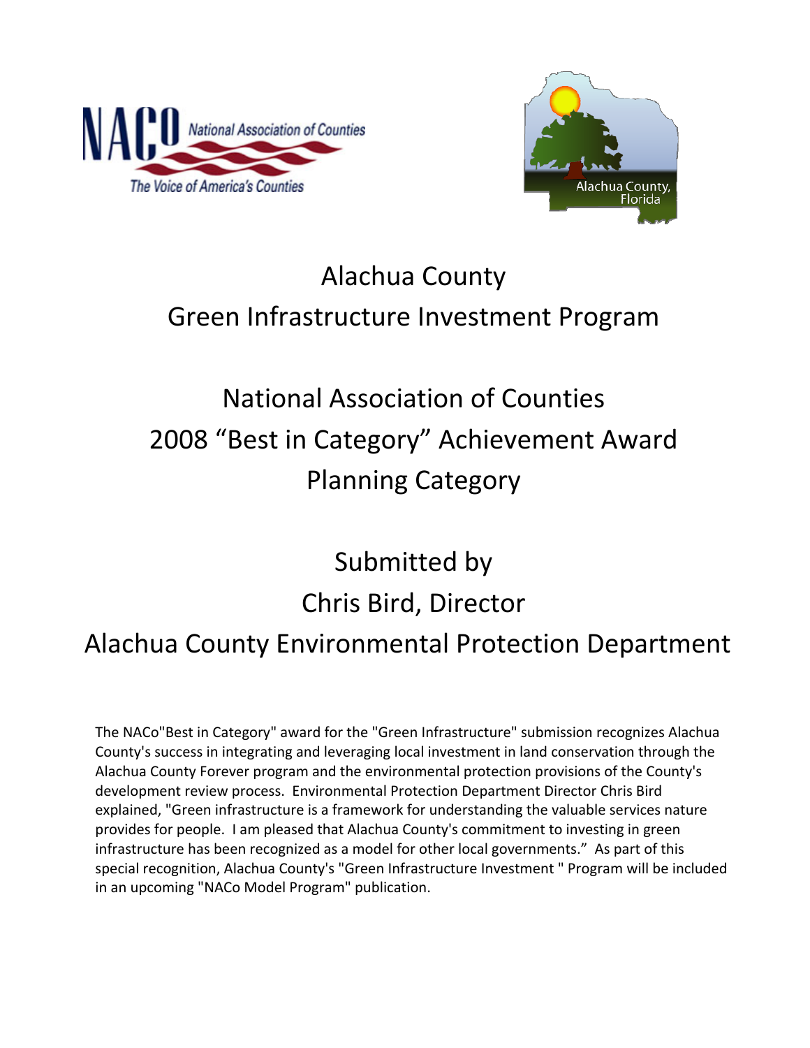# Alachua County
# Green Infrastructure Investment Program

## National Association of Counties
## 2008 "Best in Category" Achievement Award
## Planning Category

### Submitted by
### Chris Bird, Director
### Alachua County Environmental Protection Department

The NACo"Best in Category" award for the "Green Infrastructure" submission recognizes Alachua County's success in integrating and leveraging local investment in land conservation through the Alachua County Forever program and the environmental protection provisions of the County's development review process. Environmental Protection Department Director Chris Bird explained, "Green infrastructure is a framework for understanding the valuable services nature provides for people. I am pleased that Alachua County's commitment to investing in green infrastructure has been recognized as a model for other local governments." As part of this special recognition, Alachua County's "Green Infrastructure Investment " Program will be included in an upcoming "NACo Model Program" publication.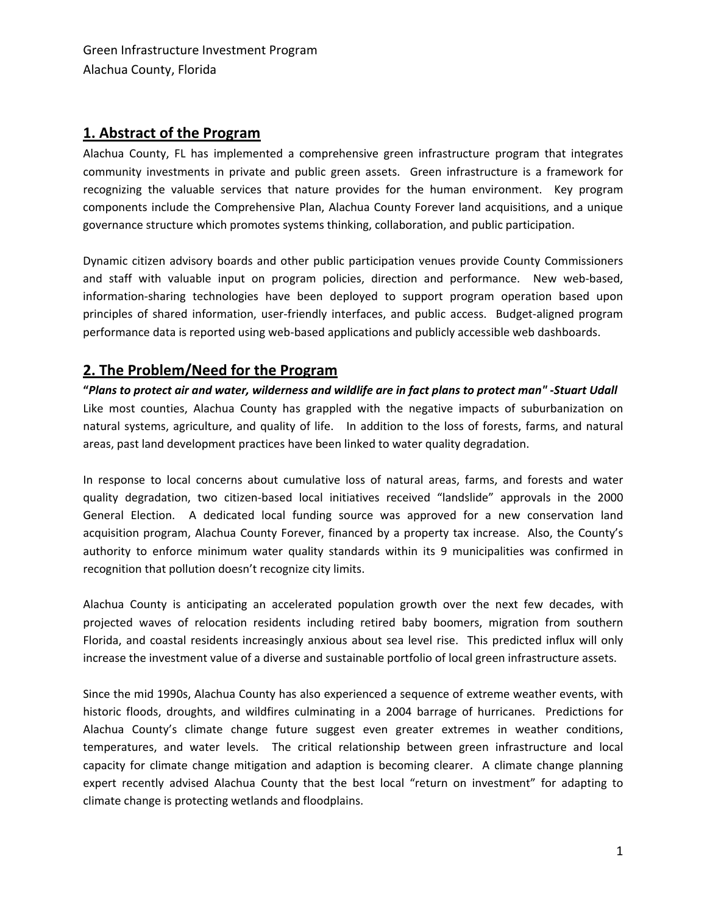Green Infrastructure Investment Program
Alachua County, Florida

## 1. Abstract of the Program

Alachua County, FL has implemented a comprehensive green infrastructure program that integrates community investments in private and public green assets. Green infrastructure is a framework for recognizing the valuable services that nature provides for the human environment. Key program components include the Comprehensive Plan, Alachua County Forever land acquisitions, and a unique governance structure which promotes systems thinking, collaboration, and public participation.

Dynamic citizen advisory boards and other public participation venues provide County Commissioners and staff with valuable input on program policies, direction and performance. New web-based, information-sharing technologies have been deployed to support program operation based upon principles of shared information, user-friendly interfaces, and public access. Budget-aligned program performance data is reported using web-based applications and publicly accessible web dashboards.

## 2. The Problem/Need for the Program

**"*Plans to protect air and water, wilderness and wildlife are in fact plans to protect man" -Stuart Udall***

Like most counties, Alachua County has grappled with the negative impacts of suburbanization on natural systems, agriculture, and quality of life. In addition to the loss of forests, farms, and natural areas, past land development practices have been linked to water quality degradation.

In response to local concerns about cumulative loss of natural areas, farms, and forests and water quality degradation, two citizen-based local initiatives received "landslide" approvals in the 2000 General Election. A dedicated local funding source was approved for a new conservation land acquisition program, Alachua County Forever, financed by a property tax increase. Also, the County's authority to enforce minimum water quality standards within its 9 municipalities was confirmed in recognition that pollution doesn't recognize city limits.

Alachua County is anticipating an accelerated population growth over the next few decades, with projected waves of relocation residents including retired baby boomers, migration from southern Florida, and coastal residents increasingly anxious about sea level rise. This predicted influx will only increase the investment value of a diverse and sustainable portfolio of local green infrastructure assets.

Since the mid 1990s, Alachua County has also experienced a sequence of extreme weather events, with historic floods, droughts, and wildfires culminating in a 2004 barrage of hurricanes. Predictions for Alachua County's climate change future suggest even greater extremes in weather conditions, temperatures, and water levels. The critical relationship between green infrastructure and local capacity for climate change mitigation and adaption is becoming clearer. A climate change planning expert recently advised Alachua County that the best local "return on investment" for adapting to climate change is protecting wetlands and floodplains.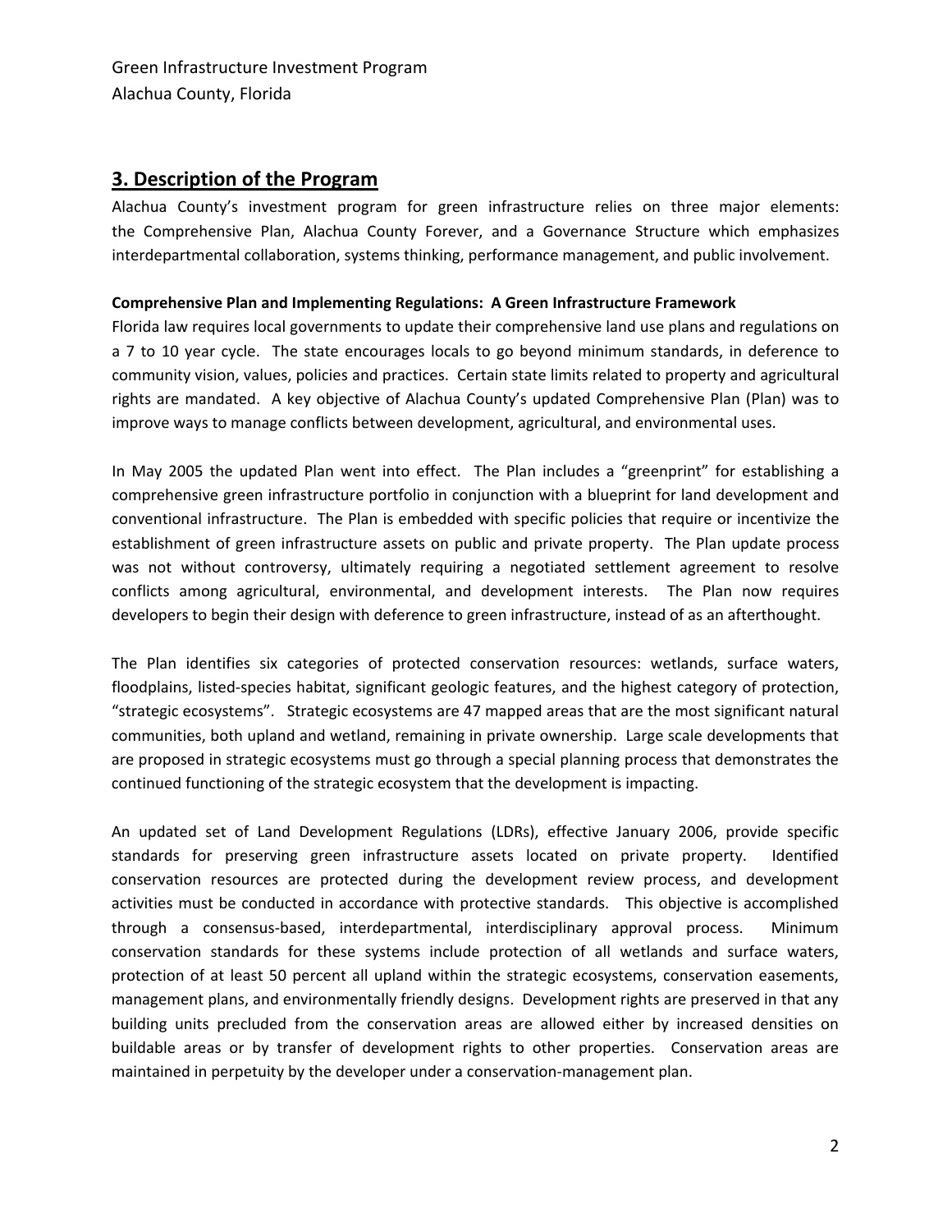## 3. Description of the Program

Alachua County's investment program for green infrastructure relies on three major elements: the Comprehensive Plan, Alachua County Forever, and a Governance Structure which emphasizes interdepartmental collaboration, systems thinking, performance management, and public involvement.

**Comprehensive Plan and Implementing Regulations: A Green Infrastructure Framework**

Florida law requires local governments to update their comprehensive land use plans and regulations on a 7 to 10 year cycle. The state encourages locals to go beyond minimum standards, in deference to community vision, values, policies and practices. Certain state limits related to property and agricultural rights are mandated. A key objective of Alachua County's updated Comprehensive Plan (Plan) was to improve ways to manage conflicts between development, agricultural, and environmental uses.

In May 2005 the updated Plan went into effect. The Plan includes a "greenprint" for establishing a comprehensive green infrastructure portfolio in conjunction with a blueprint for land development and conventional infrastructure. The Plan is embedded with specific policies that require or incentivize the establishment of green infrastructure assets on public and private property. The Plan update process was not without controversy, ultimately requiring a negotiated settlement agreement to resolve conflicts among agricultural, environmental, and development interests. The Plan now requires developers to begin their design with deference to green infrastructure, instead of as an afterthought.

The Plan identifies six categories of protected conservation resources: wetlands, surface waters, floodplains, listed-species habitat, significant geologic features, and the highest category of protection, "strategic ecosystems". Strategic ecosystems are 47 mapped areas that are the most significant natural communities, both upland and wetland, remaining in private ownership. Large scale developments that are proposed in strategic ecosystems must go through a special planning process that demonstrates the continued functioning of the strategic ecosystem that the development is impacting.

An updated set of Land Development Regulations (LDRs), effective January 2006, provide specific standards for preserving green infrastructure assets located on private property. Identified conservation resources are protected during the development review process, and development activities must be conducted in accordance with protective standards. This objective is accomplished through a consensus-based, interdepartmental, interdisciplinary approval process. Minimum conservation standards for these systems include protection of all wetlands and surface waters, protection of at least 50 percent all upland within the strategic ecosystems, conservation easements, management plans, and environmentally friendly designs. Development rights are preserved in that any building units precluded from the conservation areas are allowed either by increased densities on buildable areas or by transfer of development rights to other properties. Conservation areas are maintained in perpetuity by the developer under a conservation-management plan.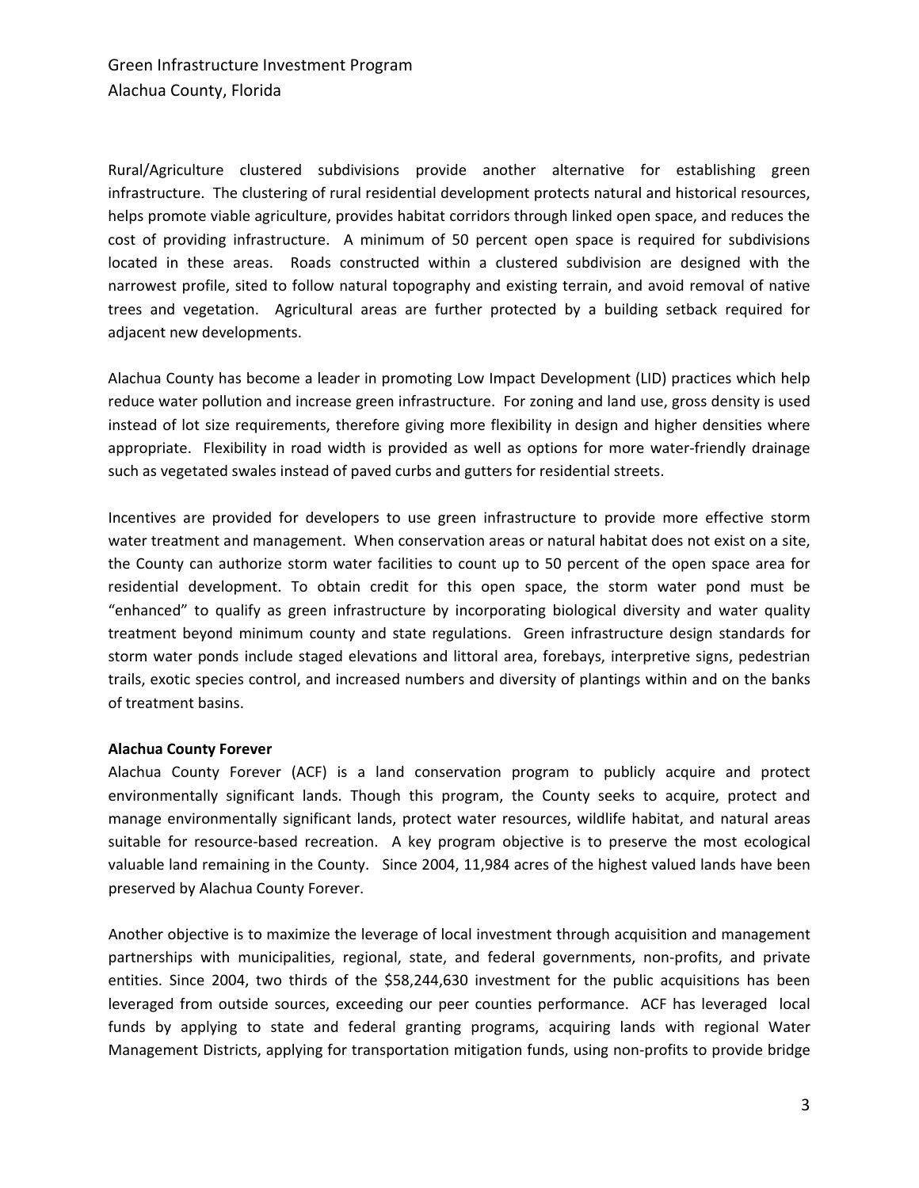Rural/Agriculture clustered subdivisions provide another alternative for establishing green infrastructure. The clustering of rural residential development protects natural and historical resources, helps promote viable agriculture, provides habitat corridors through linked open space, and reduces the cost of providing infrastructure. A minimum of 50 percent open space is required for subdivisions located in these areas. Roads constructed within a clustered subdivision are designed with the narrowest profile, sited to follow natural topography and existing terrain, and avoid removal of native trees and vegetation. Agricultural areas are further protected by a building setback required for adjacent new developments.

Alachua County has become a leader in promoting Low Impact Development (LID) practices which help reduce water pollution and increase green infrastructure. For zoning and land use, gross density is used instead of lot size requirements, therefore giving more flexibility in design and higher densities where appropriate. Flexibility in road width is provided as well as options for more water-friendly drainage such as vegetated swales instead of paved curbs and gutters for residential streets.

Incentives are provided for developers to use green infrastructure to provide more effective storm water treatment and management. When conservation areas or natural habitat does not exist on a site, the County can authorize storm water facilities to count up to 50 percent of the open space area for residential development. To obtain credit for this open space, the storm water pond must be "enhanced" to qualify as green infrastructure by incorporating biological diversity and water quality treatment beyond minimum county and state regulations. Green infrastructure design standards for storm water ponds include staged elevations and littoral area, forebays, interpretive signs, pedestrian trails, exotic species control, and increased numbers and diversity of plantings within and on the banks of treatment basins.

**Alachua County Forever**

Alachua County Forever (ACF) is a land conservation program to publicly acquire and protect environmentally significant lands. Though this program, the County seeks to acquire, protect and manage environmentally significant lands, protect water resources, wildlife habitat, and natural areas suitable for resource-based recreation. A key program objective is to preserve the most ecological valuable land remaining in the County. Since 2004, 11,984 acres of the highest valued lands have been preserved by Alachua County Forever.

Another objective is to maximize the leverage of local investment through acquisition and management partnerships with municipalities, regional, state, and federal governments, non-profits, and private entities. Since 2004, two thirds of the $58,244,630 investment for the public acquisitions has been leveraged from outside sources, exceeding our peer counties performance. ACF has leveraged local funds by applying to state and federal granting programs, acquiring lands with regional Water Management Districts, applying for transportation mitigation funds, using non-profits to provide bridge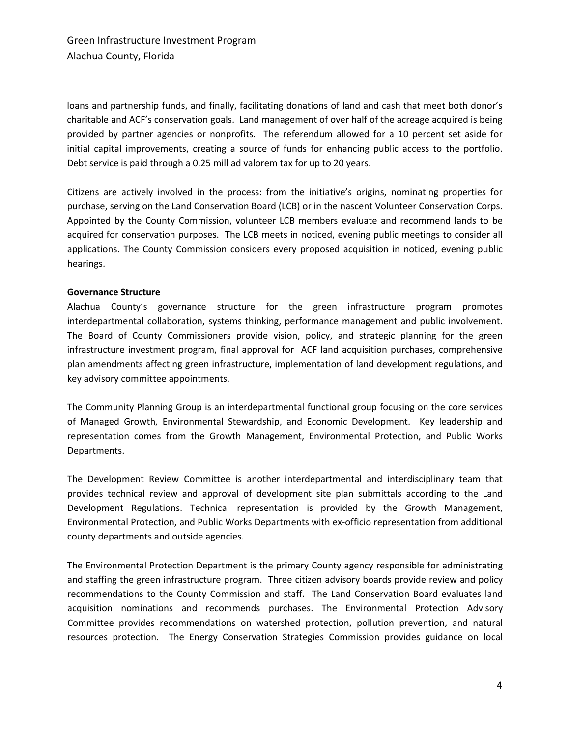loans and partnership funds, and finally, facilitating donations of land and cash that meet both donor's charitable and ACF's conservation goals. Land management of over half of the acreage acquired is being provided by partner agencies or nonprofits. The referendum allowed for a 10 percent set aside for initial capital improvements, creating a source of funds for enhancing public access to the portfolio. Debt service is paid through a 0.25 mill ad valorem tax for up to 20 years.

Citizens are actively involved in the process: from the initiative's origins, nominating properties for purchase, serving on the Land Conservation Board (LCB) or in the nascent Volunteer Conservation Corps. Appointed by the County Commission, volunteer LCB members evaluate and recommend lands to be acquired for conservation purposes. The LCB meets in noticed, evening public meetings to consider all applications. The County Commission considers every proposed acquisition in noticed, evening public hearings.

**Governance Structure**

Alachua County's governance structure for the green infrastructure program promotes interdepartmental collaboration, systems thinking, performance management and public involvement. The Board of County Commissioners provide vision, policy, and strategic planning for the green infrastructure investment program, final approval for ACF land acquisition purchases, comprehensive plan amendments affecting green infrastructure, implementation of land development regulations, and key advisory committee appointments.

The Community Planning Group is an interdepartmental functional group focusing on the core services of Managed Growth, Environmental Stewardship, and Economic Development. Key leadership and representation comes from the Growth Management, Environmental Protection, and Public Works Departments.

The Development Review Committee is another interdepartmental and interdisciplinary team that provides technical review and approval of development site plan submittals according to the Land Development Regulations. Technical representation is provided by the Growth Management, Environmental Protection, and Public Works Departments with ex-officio representation from additional county departments and outside agencies.

The Environmental Protection Department is the primary County agency responsible for administrating and staffing the green infrastructure program. Three citizen advisory boards provide review and policy recommendations to the County Commission and staff. The Land Conservation Board evaluates land acquisition nominations and recommends purchases. The Environmental Protection Advisory Committee provides recommendations on watershed protection, pollution prevention, and natural resources protection. The Energy Conservation Strategies Commission provides guidance on local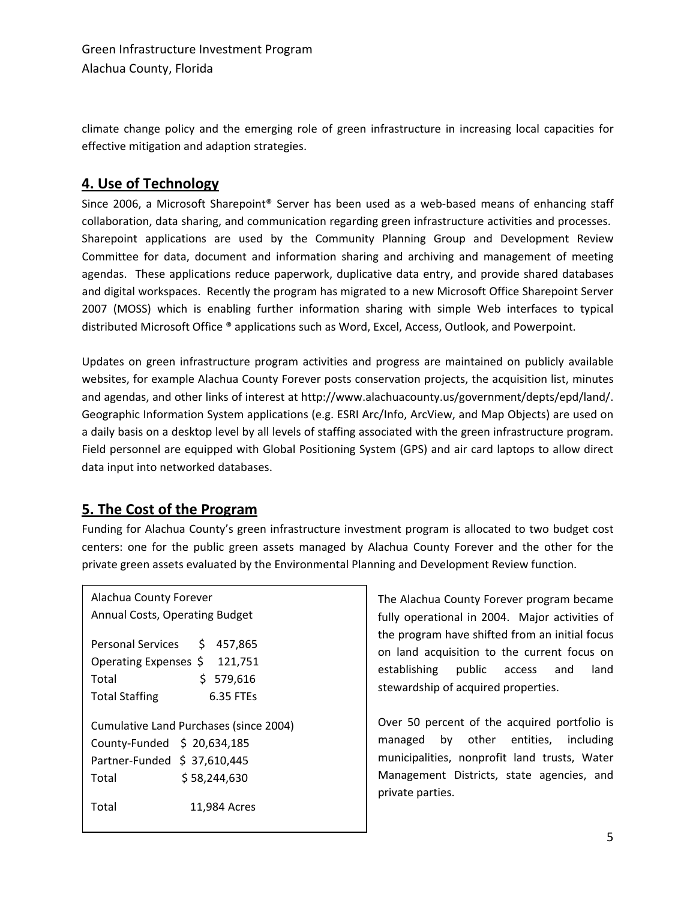climate change policy and the emerging role of green infrastructure in increasing local capacities for effective mitigation and adaption strategies.

## 4. Use of Technology

Since 2006, a Microsoft Sharepoint® Server has been used as a web-based means of enhancing staff collaboration, data sharing, and communication regarding green infrastructure activities and processes. Sharepoint applications are used by the Community Planning Group and Development Review Committee for data, document and information sharing and archiving and management of meeting agendas. These applications reduce paperwork, duplicative data entry, and provide shared databases and digital workspaces. Recently the program has migrated to a new Microsoft Office Sharepoint Server 2007 (MOSS) which is enabling further information sharing with simple Web interfaces to typical distributed Microsoft Office ® applications such as Word, Excel, Access, Outlook, and Powerpoint.

Updates on green infrastructure program activities and progress are maintained on publicly available websites, for example Alachua County Forever posts conservation projects, the acquisition list, minutes and agendas, and other links of interest at http://www.alachuacounty.us/government/depts/epd/land/. Geographic Information System applications (e.g. ESRI Arc/Info, ArcView, and Map Objects) are used on a daily basis on a desktop level by all levels of staffing associated with the green infrastructure program. Field personnel are equipped with Global Positioning System (GPS) and air card laptops to allow direct data input into networked databases.

## 5. The Cost of the Program

Funding for Alachua County's green infrastructure investment program is allocated to two budget cost centers: one for the public green assets managed by Alachua County Forever and the other for the private green assets evaluated by the Environmental Planning and Development Review function.

| Alachua County Forever Annual Costs, Operating Budget | |
|---|---|
| Personal Services | $ 457,865 |
| Operating Expenses | $ 121,751 |
| Total | $ 579,616 |
| Total Staffing | 6.35 FTEs |
| **Cumulative Land Purchases (since 2004)** | |
| County-Funded | $ 20,634,185 |
| Partner-Funded | $ 37,610,445 |
| Total | $ 58,244,630 |
| Total | 11,984 Acres |

The Alachua County Forever program became fully operational in 2004. Major activities of the program have shifted from an initial focus on land acquisition to the current focus on establishing public access and land stewardship of acquired properties.

Over 50 percent of the acquired portfolio is managed by other entities, including municipalities, nonprofit land trusts, Water Management Districts, state agencies, and private parties.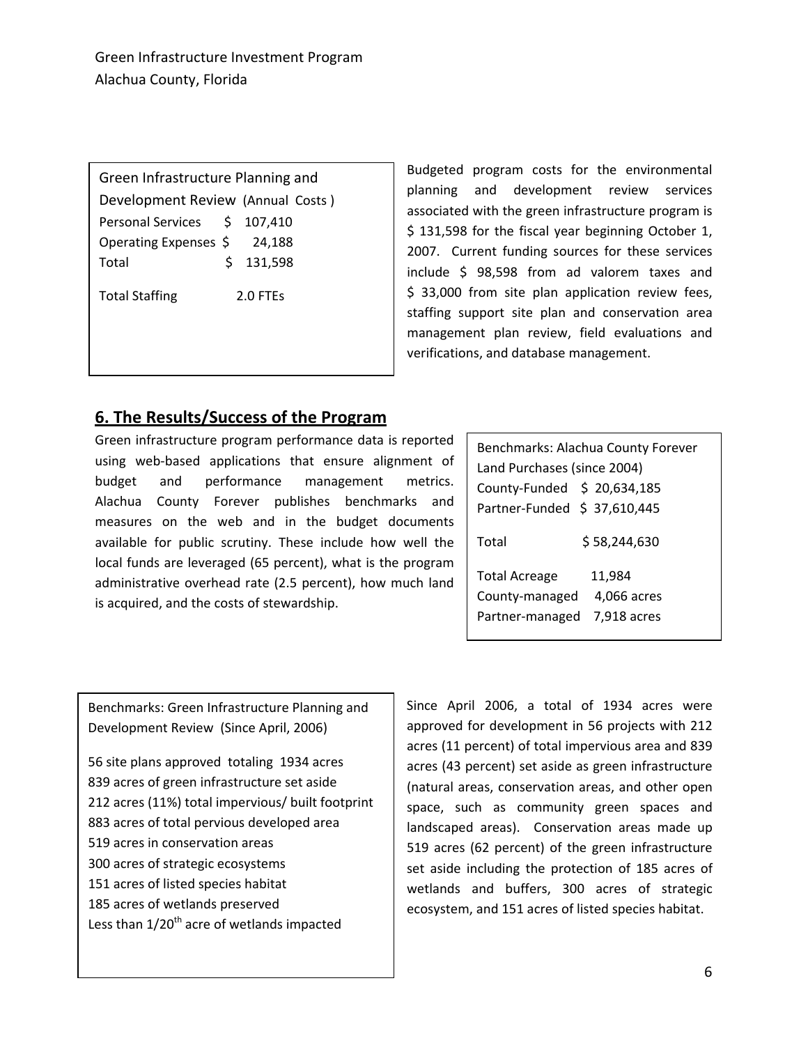Green Infrastructure Investment Program
Alachua County, Florida

| Green Infrastructure Planning and Development Review (Annual Costs) | |
|---|---|
| Personal Services | $ 107,410 |
| Operating Expenses | $ 24,188 |
| Total | $ 131,598 |
| Total Staffing | 2.0 FTEs |

Budgeted program costs for the environmental planning and development review services associated with the green infrastructure program is $ 131,598 for the fiscal year beginning October 1, 2007. Current funding sources for these services include $ 98,598 from ad valorem taxes and $ 33,000 from site plan application review fees, staffing support site plan and conservation area management plan review, field evaluations and verifications, and database management.

## 6. The Results/Success of the Program

Green infrastructure program performance data is reported using web-based applications that ensure alignment of budget and performance management metrics. Alachua County Forever publishes benchmarks and measures on the web and in the budget documents available for public scrutiny. These include how well the local funds are leveraged (65 percent), what is the program administrative overhead rate (2.5 percent), how much land is acquired, and the costs of stewardship.

| Benchmarks: Alachua County Forever Land Purchases (since 2004) | |
|---|---|
| County-Funded | $ 20,634,185 |
| Partner-Funded | $ 37,610,445 |
| Total | $ 58,244,630 |
| Total Acreage | 11,984 |
| County-managed | 4,066 acres |
| Partner-managed | 7,918 acres |

Benchmarks: Green Infrastructure Planning and Development Review (Since April, 2006)

- 56 site plans approved totaling 1934 acres
- 839 acres of green infrastructure set aside
- 212 acres (11%) total impervious/ built footprint
- 883 acres of total pervious developed area
- 519 acres in conservation areas
- 300 acres of strategic ecosystems
- 151 acres of listed species habitat
- 185 acres of wetlands preserved
- Less than 1/20th acre of wetlands impacted

Since April 2006, a total of 1934 acres were approved for development in 56 projects with 212 acres (11 percent) of total impervious area and 839 acres (43 percent) set aside as green infrastructure (natural areas, conservation areas, and other open space, such as community green spaces and landscaped areas). Conservation areas made up 519 acres (62 percent) of the green infrastructure set aside including the protection of 185 acres of wetlands and buffers, 300 acres of strategic ecosystem, and 151 acres of listed species habitat.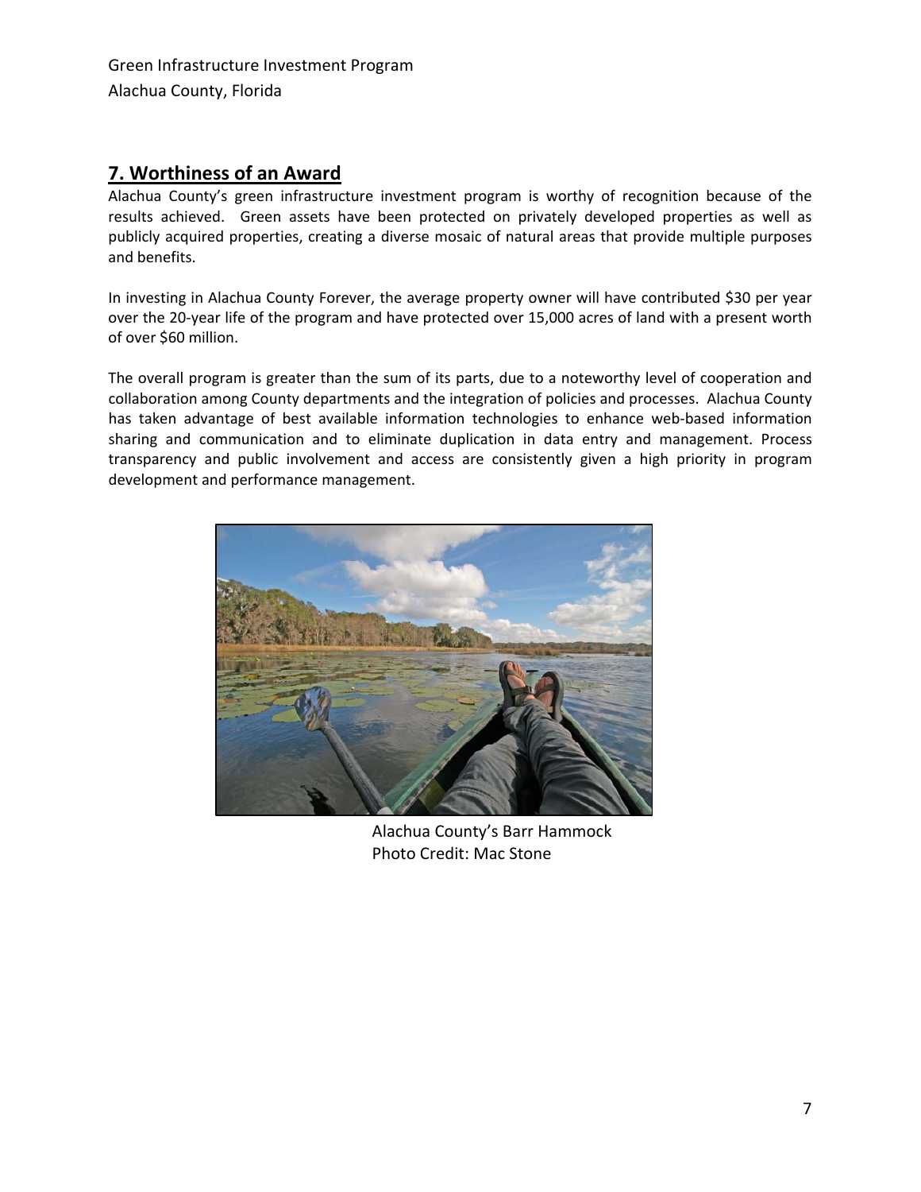## 7. Worthiness of an Award

Alachua County's green infrastructure investment program is worthy of recognition because of the results achieved. Green assets have been protected on privately developed properties as well as publicly acquired properties, creating a diverse mosaic of natural areas that provide multiple purposes and benefits.

In investing in Alachua County Forever, the average property owner will have contributed $30 per year over the 20-year life of the program and have protected over 15,000 acres of land with a present worth of over $60 million.

The overall program is greater than the sum of its parts, due to a noteworthy level of cooperation and collaboration among County departments and the integration of policies and processes. Alachua County has taken advantage of best available information technologies to enhance web-based information sharing and communication and to eliminate duplication in data entry and management. Process transparency and public involvement and access are consistently given a high priority in program development and performance management.

Alachua County's Barr Hammock
Photo Credit: Mac Stone